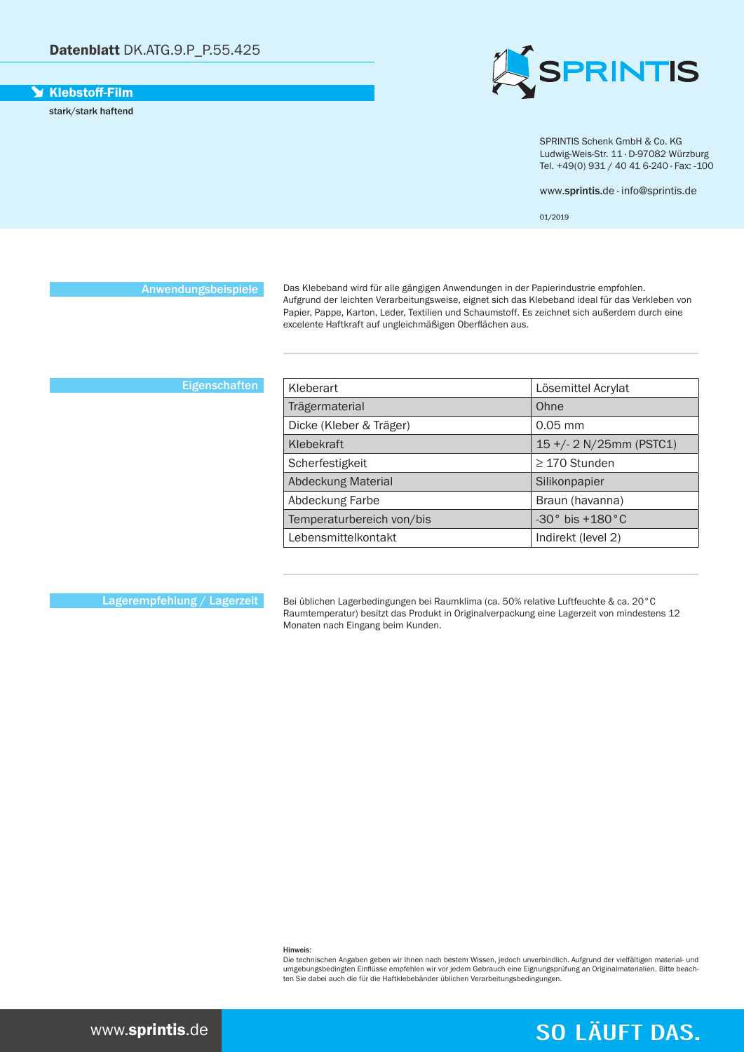# Datenblatt DK.ATG.9.P_P.55.425

## Klebstoff-Film

stark/stark haftend

SPRINTIS

SPRINTIS Schenk GmbH & Co. KG
Ludwig-Weis-Str. 11 · D-97082 Würzburg
Tel. +49(0) 931 / 40 41 6-240 · Fax: -100

www.**sprintis**.de · info@sprintis.de

01/2019

### Anwendungsbeispiele

Das Klebeband wird für alle gängigen Anwendungen in der Papierindustrie empfohlen. Aufgrund der leichten Verarbeitungsweise, eignet sich das Klebeband ideal für das Verkleben von Papier, Pappe, Karton, Leder, Textilien und Schaumstoff. Es zeichnet sich außerdem durch eine excelente Haftkraft auf ungleichmäßigen Oberflächen aus.

### Eigenschaften

| | |
|---|---|
| Kleberart | Lösemittel Acrylat |
| Trägermaterial | Ohne |
| Dicke (Kleber & Träger) | 0.05 mm |
| Klebekraft | 15 +/- 2 N/25mm (PSTC1) |
| Scherfestigkeit | ≥ 170 Stunden |
| Abdeckung Material | Silikonpapier |
| Abdeckung Farbe | Braun (havanna) |
| Temperaturbereich von/bis | -30° bis +180°C |
| Lebensmittelkontakt | Indirekt (level 2) |

### Lagerempfehlung / Lagerzeit

Bei üblichen Lagerbedingungen bei Raumklima (ca. 50% relative Luftfeuchte & ca. 20°C Raumtemperatur) besitzt das Produkt in Originalverpackung eine Lagerzeit von mindestens 12 Monaten nach Eingang beim Kunden.

**Hinweis:**
Die technischen Angaben geben wir Ihnen nach bestem Wissen, jedoch unverbindlich. Aufgrund der vielfältigen material- und umgebungsbedingten Einflüsse empfehlen wir vor jedem Gebrauch eine Eignungsprüfung an Originalmaterialien. Bitte beachten Sie dabei auch die für die Haftklebebänder üblichen Verarbeitungsbedingungen.

www.**sprintis**.de

SO LÄUFT DAS.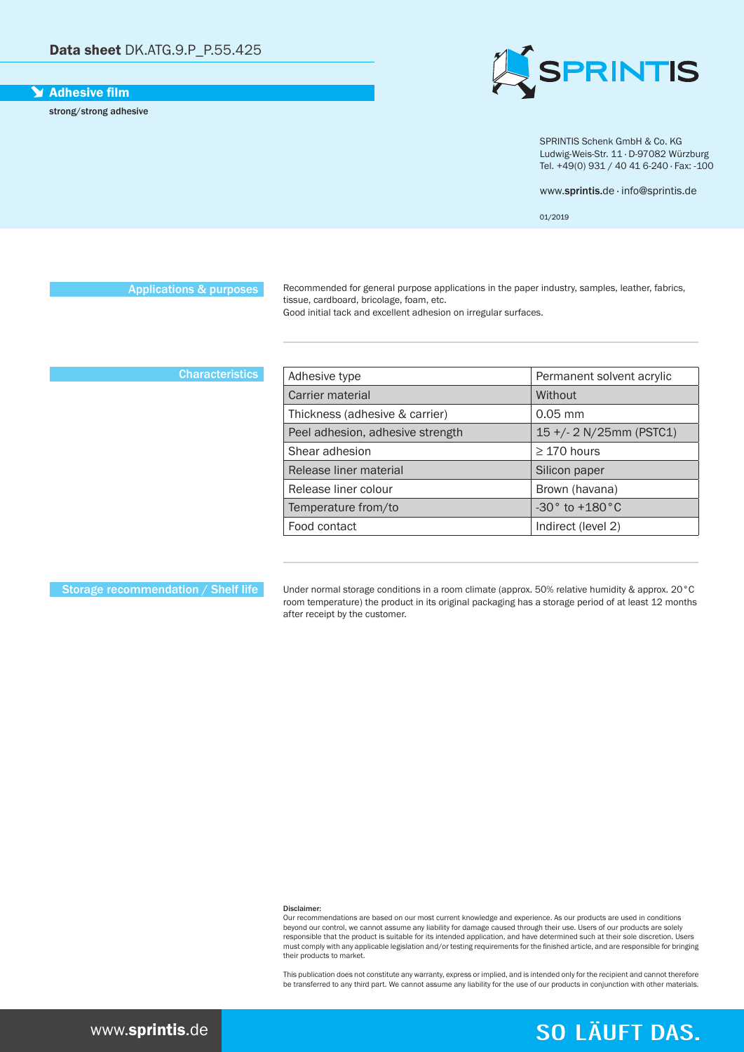**Data sheet** DK.ATG.9.P_P.55.425

## Adhesive film

strong/strong adhesive

SPRINTIS Schenk GmbH & Co. KG
Ludwig-Weis-Str. 11 · D-97082 Würzburg
Tel. +49(0) 931 / 40 41 6-240 · Fax: -100

www.sprintis.de · info@sprintis.de

01/2019

### Applications & purposes

Recommended for general purpose applications in the paper industry, samples, leather, fabrics, tissue, cardboard, bricolage, foam, etc.
Good initial tack and excellent adhesion on irregular surfaces.

### Characteristics

| | |
|---|---|
| Adhesive type | Permanent solvent acrylic |
| Carrier material | Without |
| Thickness (adhesive & carrier) | 0.05 mm |
| Peel adhesion, adhesive strength | 15 +/- 2 N/25mm (PSTC1) |
| Shear adhesion | ≥ 170 hours |
| Release liner material | Silicon paper |
| Release liner colour | Brown (havana) |
| Temperature from/to | -30° to +180°C |
| Food contact | Indirect (level 2) |

### Storage recommendation / Shelf life

Under normal storage conditions in a room climate (approx. 50% relative humidity & approx. 20°C room temperature) the product in its original packaging has a storage period of at least 12 months after receipt by the customer.

Disclaimer:
Our recommendations are based on our most current knowledge and experience. As our products are used in conditions beyond our control, we cannot assume any liability for damage caused through their use. Users of our products are solely responsible that the product is suitable for its intended application, and have determined such at their sole discretion. Users must comply with any applicable legislation and/or testing requirements for the finished article, and are responsible for bringing their products to market.

This publication does not constitute any warranty, express or implied, and is intended only for the recipient and cannot therefore be transferred to any third part. We cannot assume any liability for the use of our products in conjunction with other materials.

www.sprintis.de

SO LÄUFT DAS.